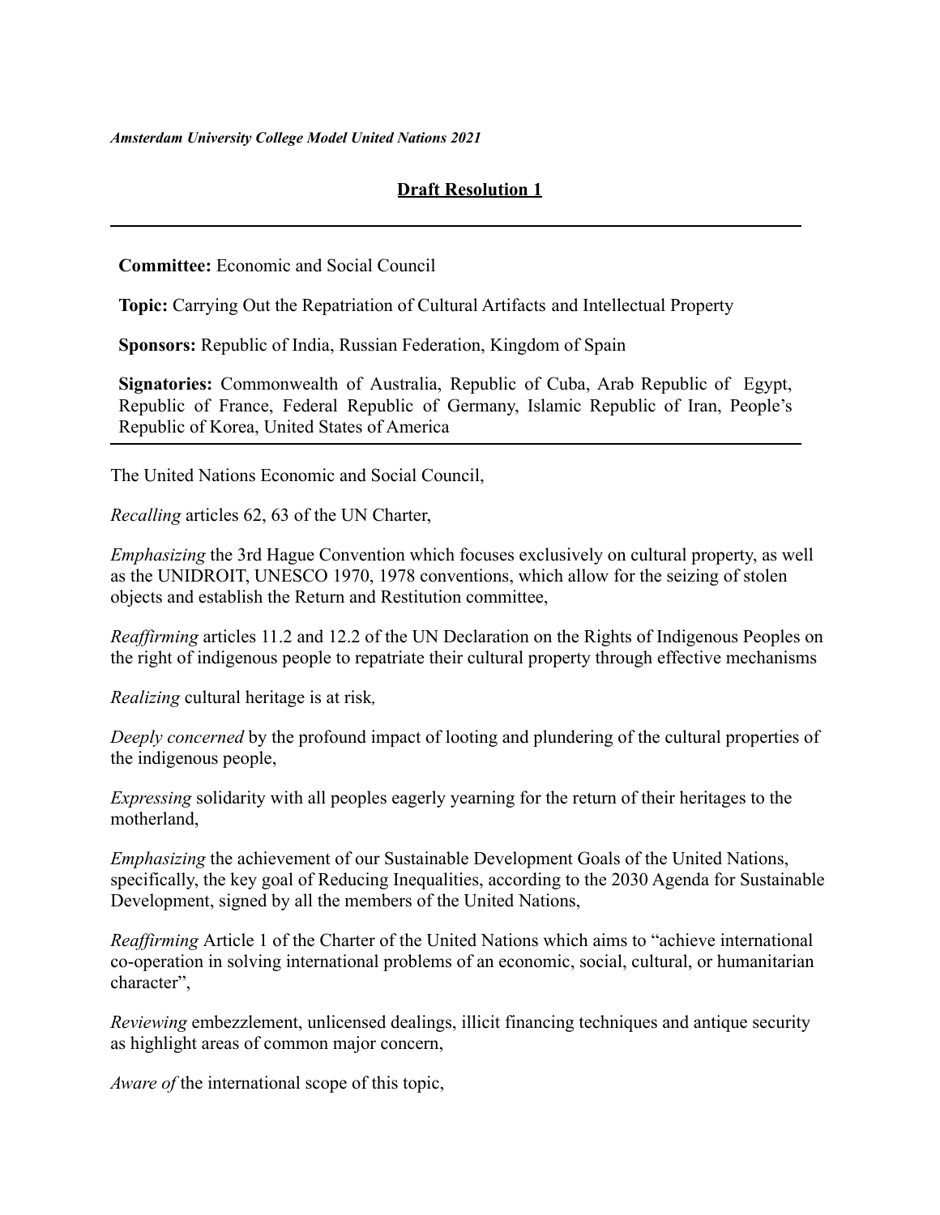*Amsterdam University College Model United Nations 2021*

## Draft Resolution 1

---

**Committee:** Economic and Social Council

**Topic:** Carrying Out the Repatriation of Cultural Artifacts and Intellectual Property

**Sponsors:** Republic of India, Russian Federation, Kingdom of Spain

**Signatories:** Commonwealth of Australia, Republic of Cuba, Arab Republic of Egypt, Republic of France, Federal Republic of Germany, Islamic Republic of Iran, People's Republic of Korea, United States of America

---

The United Nations Economic and Social Council,

*Recalling* articles 62, 63 of the UN Charter,

*Emphasizing* the 3rd Hague Convention which focuses exclusively on cultural property, as well as the UNIDROIT, UNESCO 1970, 1978 conventions, which allow for the seizing of stolen objects and establish the Return and Restitution committee,

*Reaffirming* articles 11.2 and 12.2 of the UN Declaration on the Rights of Indigenous Peoples on the right of indigenous people to repatriate their cultural property through effective mechanisms

*Realizing* cultural heritage is at risk*,*

*Deeply concerned* by the profound impact of looting and plundering of the cultural properties of the indigenous people,

*Expressing* solidarity with all peoples eagerly yearning for the return of their heritages to the motherland,

*Emphasizing* the achievement of our Sustainable Development Goals of the United Nations, specifically, the key goal of Reducing Inequalities, according to the 2030 Agenda for Sustainable Development, signed by all the members of the United Nations,

*Reaffirming* Article 1 of the Charter of the United Nations which aims to "achieve international co-operation in solving international problems of an economic, social, cultural, or humanitarian character",

*Reviewing* embezzlement, unlicensed dealings, illicit financing techniques and antique security as highlight areas of common major concern,

*Aware of* the international scope of this topic,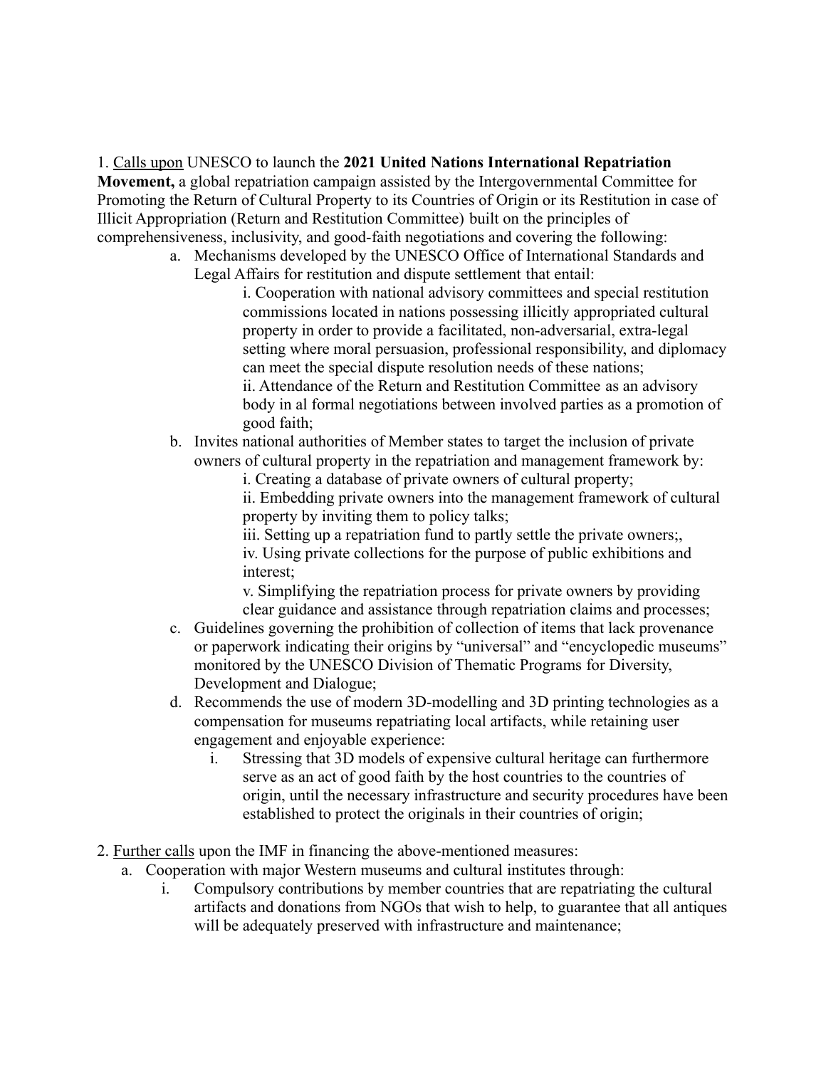1. <u>Calls upon</u> UNESCO to launch the **2021 United Nations International Repatriation Movement,** a global repatriation campaign assisted by the Intergovernmental Committee for Promoting the Return of Cultural Property to its Countries of Origin or its Restitution in case of Illicit Appropriation (Return and Restitution Committee) built on the principles of comprehensiveness, inclusivity, and good-faith negotiations and covering the following:

   a. Mechanisms developed by the UNESCO Office of International Standards and Legal Affairs for restitution and dispute settlement that entail:

      i. Cooperation with national advisory committees and special restitution commissions located in nations possessing illicitly appropriated cultural property in order to provide a facilitated, non-adversarial, extra-legal setting where moral persuasion, professional responsibility, and diplomacy can meet the special dispute resolution needs of these nations;

      ii. Attendance of the Return and Restitution Committee as an advisory body in al formal negotiations between involved parties as a promotion of good faith;

   b. Invites national authorities of Member states to target the inclusion of private owners of cultural property in the repatriation and management framework by:

      i. Creating a database of private owners of cultural property;

      ii. Embedding private owners into the management framework of cultural property by inviting them to policy talks;

      iii. Setting up a repatriation fund to partly settle the private owners;,

      iv. Using private collections for the purpose of public exhibitions and interest;

      v. Simplifying the repatriation process for private owners by providing clear guidance and assistance through repatriation claims and processes;

   c. Guidelines governing the prohibition of collection of items that lack provenance or paperwork indicating their origins by "universal" and "encyclopedic museums" monitored by the UNESCO Division of Thematic Programs for Diversity, Development and Dialogue;

   d. Recommends the use of modern 3D-modelling and 3D printing technologies as a compensation for museums repatriating local artifacts, while retaining user engagement and enjoyable experience:

      i. Stressing that 3D models of expensive cultural heritage can furthermore serve as an act of good faith by the host countries to the countries of origin, until the necessary infrastructure and security procedures have been established to protect the originals in their countries of origin;

2. <u>Further calls</u> upon the IMF in financing the above-mentioned measures:

   a. Cooperation with major Western museums and cultural institutes through:

      i. Compulsory contributions by member countries that are repatriating the cultural artifacts and donations from NGOs that wish to help, to guarantee that all antiques will be adequately preserved with infrastructure and maintenance;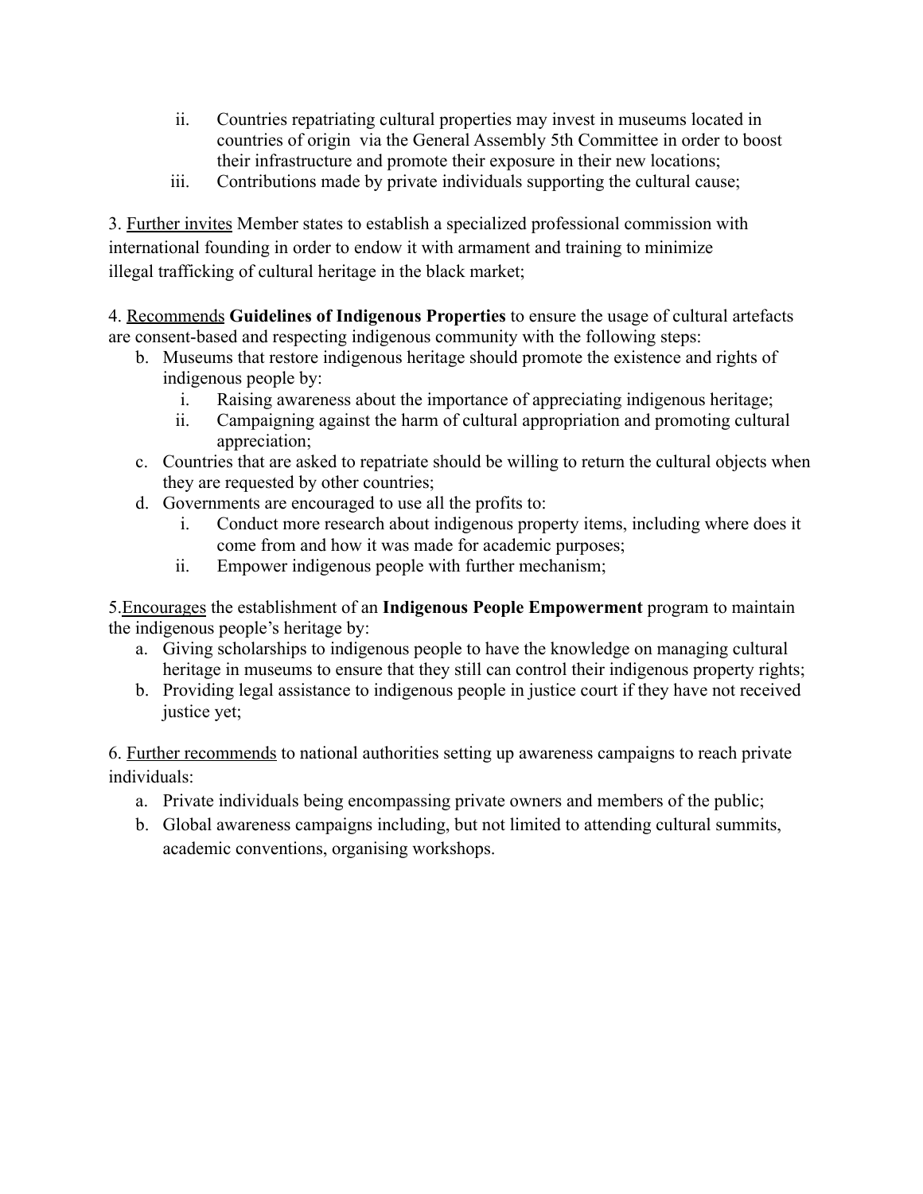ii. Countries repatriating cultural properties may invest in museums located in countries of origin via the General Assembly 5th Committee in order to boost their infrastructure and promote their exposure in their new locations;
   iii. Contributions made by private individuals supporting the cultural cause;

3. <u>Further invites</u> Member states to establish a specialized professional commission with international founding in order to endow it with armament and training to minimize illegal trafficking of cultural heritage in the black market;

4. <u>Recommends</u> **Guidelines of Indigenous Properties** to ensure the usage of cultural artefacts are consent-based and respecting indigenous community with the following steps:
   b. Museums that restore indigenous heritage should promote the existence and rights of indigenous people by:
      i. Raising awareness about the importance of appreciating indigenous heritage;
      ii. Campaigning against the harm of cultural appropriation and promoting cultural appreciation;
   c. Countries that are asked to repatriate should be willing to return the cultural objects when they are requested by other countries;
   d. Governments are encouraged to use all the profits to:
      i. Conduct more research about indigenous property items, including where does it come from and how it was made for academic purposes;
      ii. Empower indigenous people with further mechanism;

5. <u>Encourages</u> the establishment of an **Indigenous People Empowerment** program to maintain the indigenous people's heritage by:
   a. Giving scholarships to indigenous people to have the knowledge on managing cultural heritage in museums to ensure that they still can control their indigenous property rights;
   b. Providing legal assistance to indigenous people in justice court if they have not received justice yet;

6. <u>Further recommends</u> to national authorities setting up awareness campaigns to reach private individuals:
   a. Private individuals being encompassing private owners and members of the public;
   b. Global awareness campaigns including, but not limited to attending cultural summits, academic conventions, organising workshops.